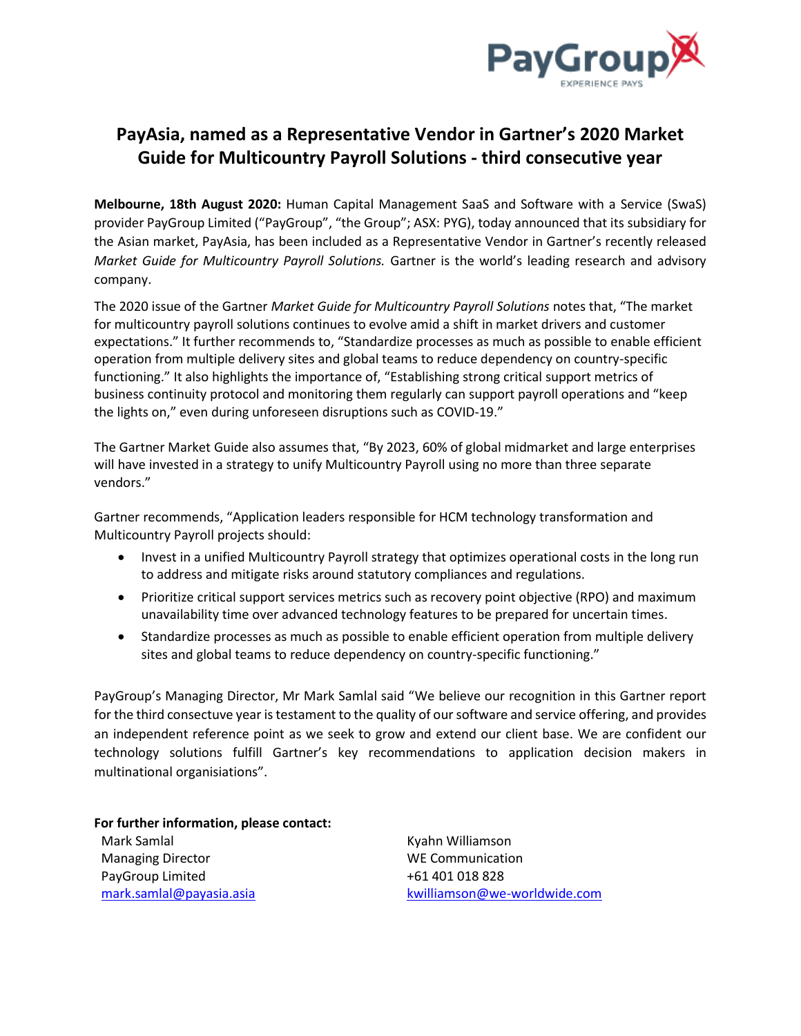# PayAsia, named as a Representative Vendor in Gartner's 2020 Market Guide for Multicountry Payroll Solutions - third consecutive year

**Melbourne, 18th August 2020:** Human Capital Management SaaS and Software with a Service (SwaS) provider PayGroup Limited ("PayGroup", "the Group"; ASX: PYG), today announced that its subsidiary for the Asian market, PayAsia, has been included as a Representative Vendor in Gartner's recently released *Market Guide for Multicountry Payroll Solutions.* Gartner is the world's leading research and advisory company.

The 2020 issue of the Gartner *Market Guide for Multicountry Payroll Solutions* notes that, "The market for multicountry payroll solutions continues to evolve amid a shift in market drivers and customer expectations." It further recommends to, "Standardize processes as much as possible to enable efficient operation from multiple delivery sites and global teams to reduce dependency on country-specific functioning." It also highlights the importance of, "Establishing strong critical support metrics of business continuity protocol and monitoring them regularly can support payroll operations and "keep the lights on," even during unforeseen disruptions such as COVID-19."

The Gartner Market Guide also assumes that, "By 2023, 60% of global midmarket and large enterprises will have invested in a strategy to unify Multicountry Payroll using no more than three separate vendors."

Gartner recommends, "Application leaders responsible for HCM technology transformation and Multicountry Payroll projects should:

- Invest in a unified Multicountry Payroll strategy that optimizes operational costs in the long run to address and mitigate risks around statutory compliances and regulations.
- Prioritize critical support services metrics such as recovery point objective (RPO) and maximum unavailability time over advanced technology features to be prepared for uncertain times.
- Standardize processes as much as possible to enable efficient operation from multiple delivery sites and global teams to reduce dependency on country-specific functioning."

PayGroup's Managing Director, Mr Mark Samlal said "We believe our recognition in this Gartner report for the third consectuve year is testament to the quality of our software and service offering, and provides an independent reference point as we seek to grow and extend our client base. We are confident our technology solutions fulfill Gartner's key recommendations to application decision makers in multinational organisiations".

**For further information, please contact:**

Mark Samlal
Managing Director
PayGroup Limited
mark.samlal@payasia.asia

Kyahn Williamson
WE Communication
+61 401 018 828
kwilliamson@we-worldwide.com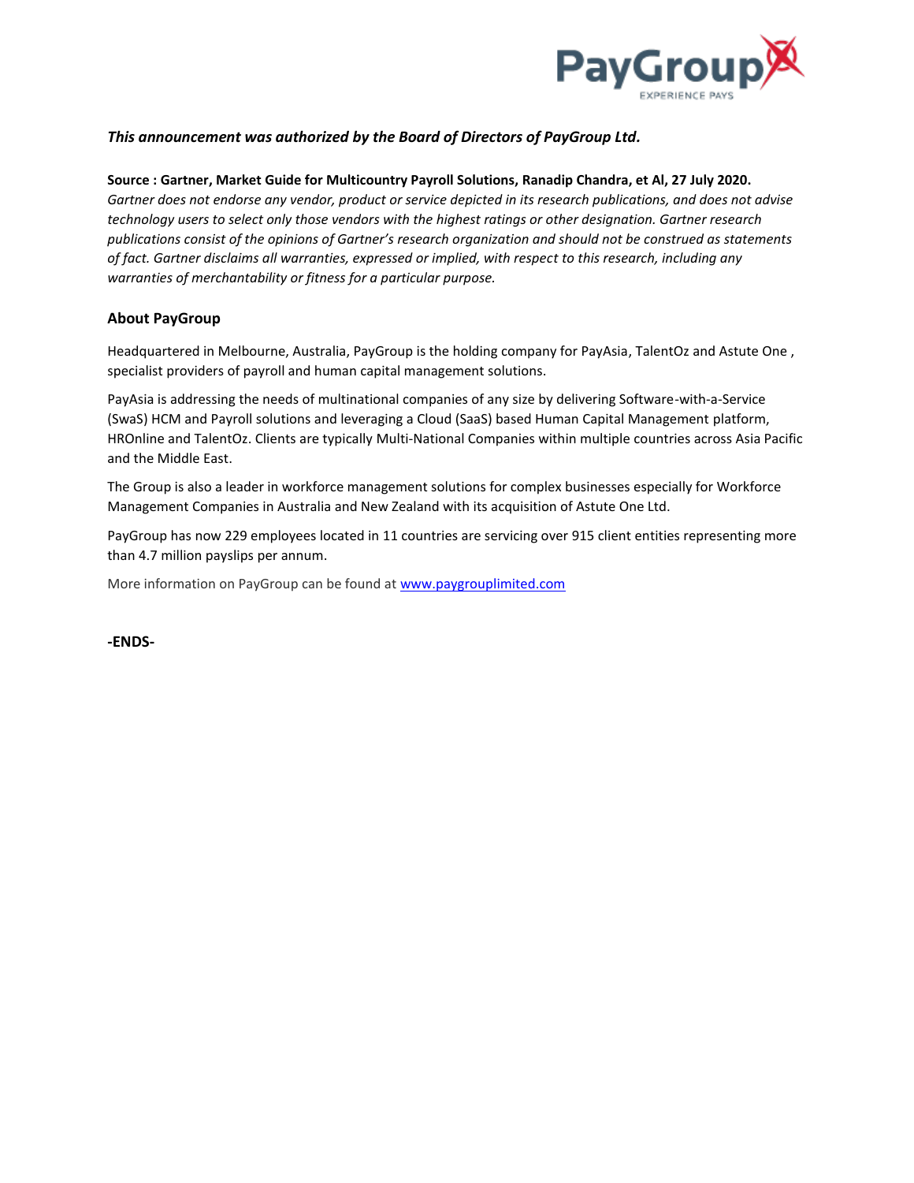*This announcement was authorized by the Board of Directors of PayGroup Ltd.*

**Source : Gartner, Market Guide for Multicountry Payroll Solutions, Ranadip Chandra, et Al, 27 July 2020.**
*Gartner does not endorse any vendor, product or service depicted in its research publications, and does not advise technology users to select only those vendors with the highest ratings or other designation. Gartner research publications consist of the opinions of Gartner's research organization and should not be construed as statements of fact. Gartner disclaims all warranties, expressed or implied, with respect to this research, including any warranties of merchantability or fitness for a particular purpose.*

## About PayGroup

Headquartered in Melbourne, Australia, PayGroup is the holding company for PayAsia, TalentOz and Astute One , specialist providers of payroll and human capital management solutions.

PayAsia is addressing the needs of multinational companies of any size by delivering Software-with-a-Service (SwaS) HCM and Payroll solutions and leveraging a Cloud (SaaS) based Human Capital Management platform, HROnline and TalentOz. Clients are typically Multi-National Companies within multiple countries across Asia Pacific and the Middle East.

The Group is also a leader in workforce management solutions for complex businesses especially for Workforce Management Companies in Australia and New Zealand with its acquisition of Astute One Ltd.

PayGroup has now 229 employees located in 11 countries are servicing over 915 client entities representing more than 4.7 million payslips per annum.

More information on PayGroup can be found at [www.paygrouplimited.com](http://www.paygrouplimited.com)

**-ENDS-**